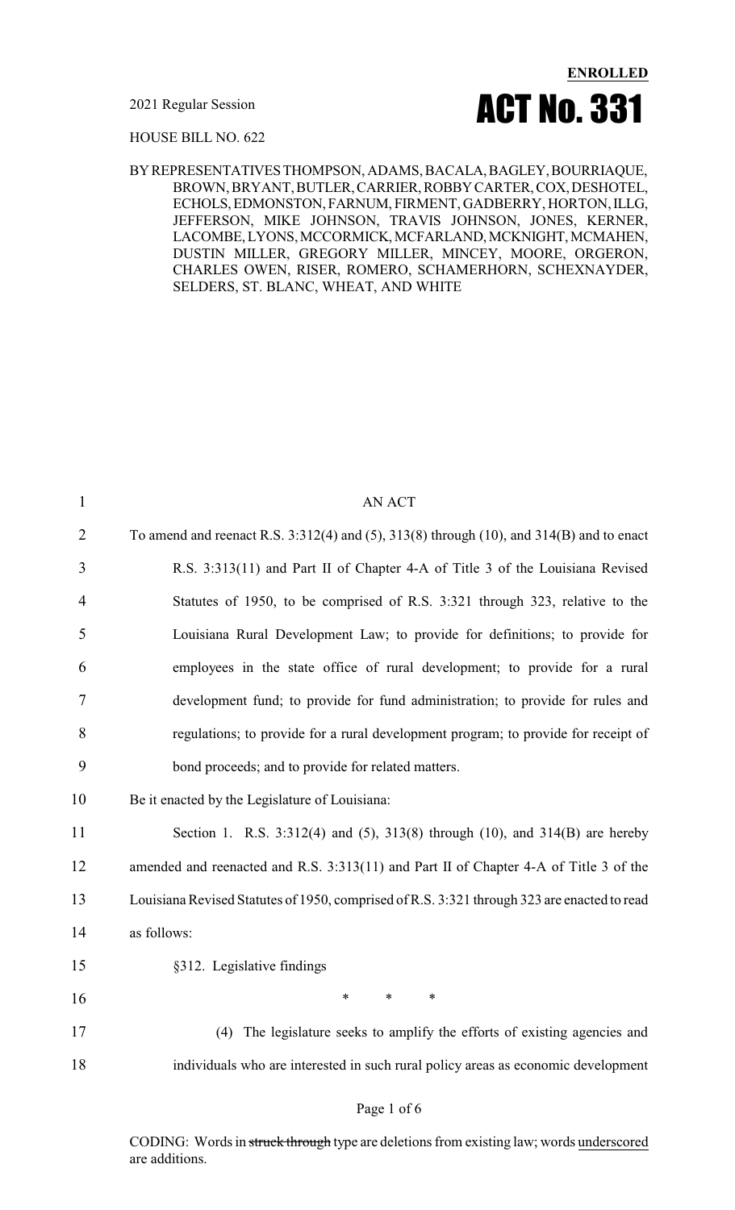**ENROLLED**

2021 Regular Session

# ACT No. 331

HOUSE BILL NO. 622

BY REPRESENTATIVES THOMPSON, ADAMS, BACALA, BAGLEY, BOURRIAQUE, BROWN, BRYANT, BUTLER, CARRIER, ROBBY CARTER, COX, DESHOTEL, ECHOLS, EDMONSTON, FARNUM, FIRMENT, GADBERRY, HORTON, ILLG, JEFFERSON, MIKE JOHNSON, TRAVIS JOHNSON, JONES, KERNER, LACOMBE, LYONS, MCCORMICK, MCFARLAND, MCKNIGHT, MCMAHEN, DUSTIN MILLER, GREGORY MILLER, MINCEY, MOORE, ORGERON, CHARLES OWEN, RISER, ROMERO, SCHAMERHORN, SCHEXNAYDER, SELDERS, ST. BLANC, WHEAT, AND WHITE

AN ACT

To amend and reenact R.S. 3:312(4) and (5), 313(8) through (10), and 314(B) and to enact R.S. 3:313(11) and Part II of Chapter 4-A of Title 3 of the Louisiana Revised Statutes of 1950, to be comprised of R.S. 3:321 through 323, relative to the Louisiana Rural Development Law; to provide for definitions; to provide for employees in the state office of rural development; to provide for a rural development fund; to provide for fund administration; to provide for rules and regulations; to provide for a rural development program; to provide for receipt of bond proceeds; and to provide for related matters.

Be it enacted by the Legislature of Louisiana:

Section 1. R.S. 3:312(4) and (5), 313(8) through (10), and 314(B) are hereby amended and reenacted and R.S. 3:313(11) and Part II of Chapter 4-A of Title 3 of the Louisiana Revised Statutes of 1950, comprised of R.S. 3:321 through 323 are enacted to read as follows:

§312. Legislative findings

\* \* \*

(4) The legislature seeks to amplify the efforts of existing agencies and individuals who are interested in such rural policy areas as economic development

CODING: Words in ~~struck through~~ type are deletions from existing law; words underscored are additions.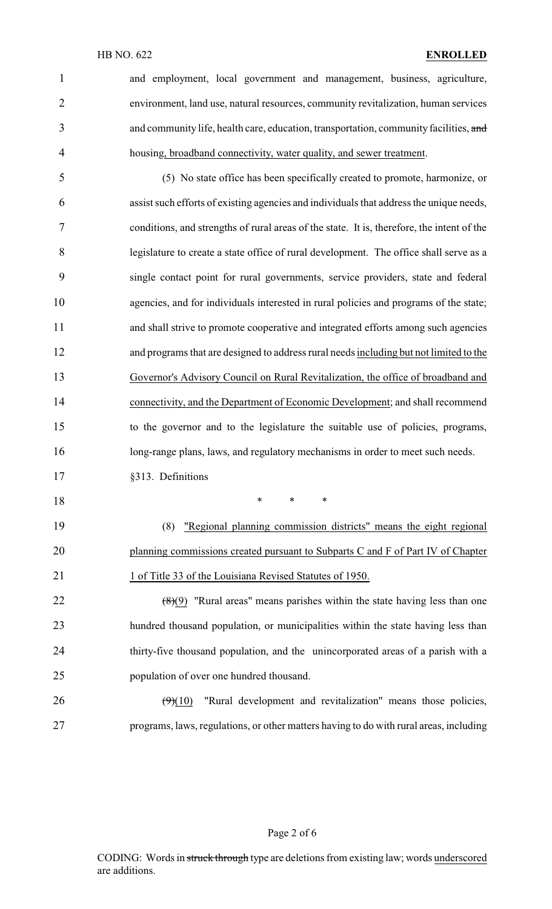and employment, local government and management, business, agriculture, environment, land use, natural resources, community revitalization, human services and community life, health care, education, transportation, community facilities, ~~and~~ housing, broadband connectivity, water quality, and sewer treatment.

(5) No state office has been specifically created to promote, harmonize, or assist such efforts of existing agencies and individuals that address the unique needs, conditions, and strengths of rural areas of the state. It is, therefore, the intent of the legislature to create a state office of rural development. The office shall serve as a single contact point for rural governments, service providers, state and federal agencies, and for individuals interested in rural policies and programs of the state; and shall strive to promote cooperative and integrated efforts among such agencies and programs that are designed to address rural needs including but not limited to the Governor's Advisory Council on Rural Revitalization, the office of broadband and connectivity, and the Department of Economic Development; and shall recommend to the governor and to the legislature the suitable use of policies, programs, long-range plans, laws, and regulatory mechanisms in order to meet such needs.

§313. Definitions

\* \* \*

(8) "Regional planning commission districts" means the eight regional planning commissions created pursuant to Subparts C and F of Part IV of Chapter 1 of Title 33 of the Louisiana Revised Statutes of 1950.

~~(8)~~(9) "Rural areas" means parishes within the state having less than one hundred thousand population, or municipalities within the state having less than thirty-five thousand population, and the unincorporated areas of a parish with a population of over one hundred thousand.

~~(9)~~(10) "Rural development and revitalization" means those policies, programs, laws, regulations, or other matters having to do with rural areas, including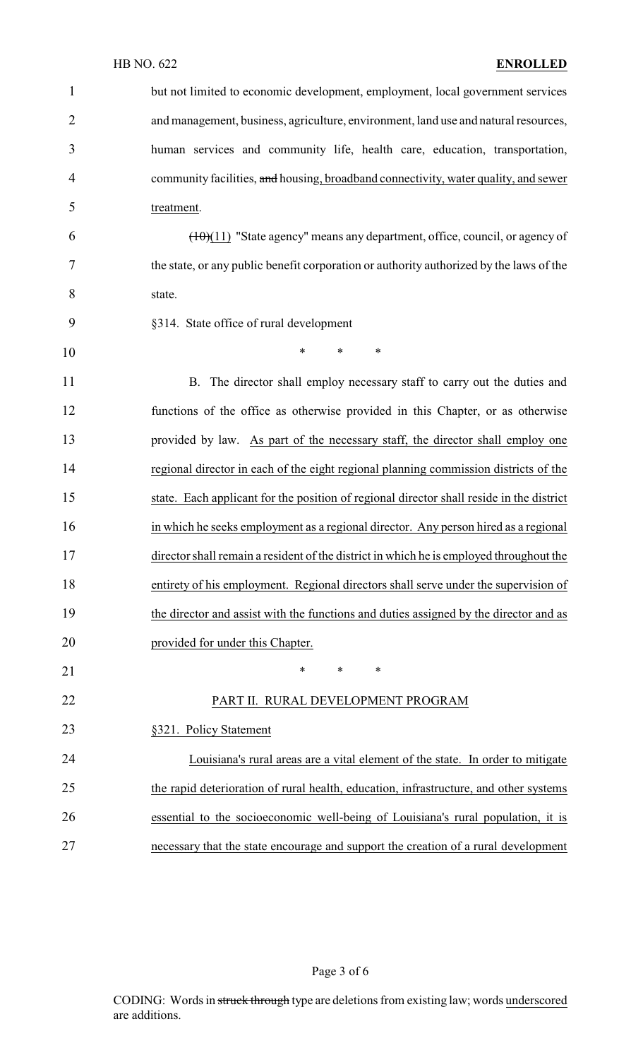but not limited to economic development, employment, local government services and management, business, agriculture, environment, land use and natural resources, human services and community life, health care, education, transportation, community facilities, ~~and~~ housing, broadband connectivity, water quality, and sewer treatment.

~~(10)~~(11) "State agency" means any department, office, council, or agency of the state, or any public benefit corporation or authority authorized by the laws of the state.

§314. State office of rural development

\* \* \*

B. The director shall employ necessary staff to carry out the duties and functions of the office as otherwise provided in this Chapter, or as otherwise provided by law. As part of the necessary staff, the director shall employ one regional director in each of the eight regional planning commission districts of the state. Each applicant for the position of regional director shall reside in the district in which he seeks employment as a regional director. Any person hired as a regional director shall remain a resident of the district in which he is employed throughout the entirety of his employment. Regional directors shall serve under the supervision of the director and assist with the functions and duties assigned by the director and as provided for under this Chapter.

\* \* \*

PART II. RURAL DEVELOPMENT PROGRAM

§321. Policy Statement

Louisiana's rural areas are a vital element of the state. In order to mitigate the rapid deterioration of rural health, education, infrastructure, and other systems essential to the socioeconomic well-being of Louisiana's rural population, it is necessary that the state encourage and support the creation of a rural development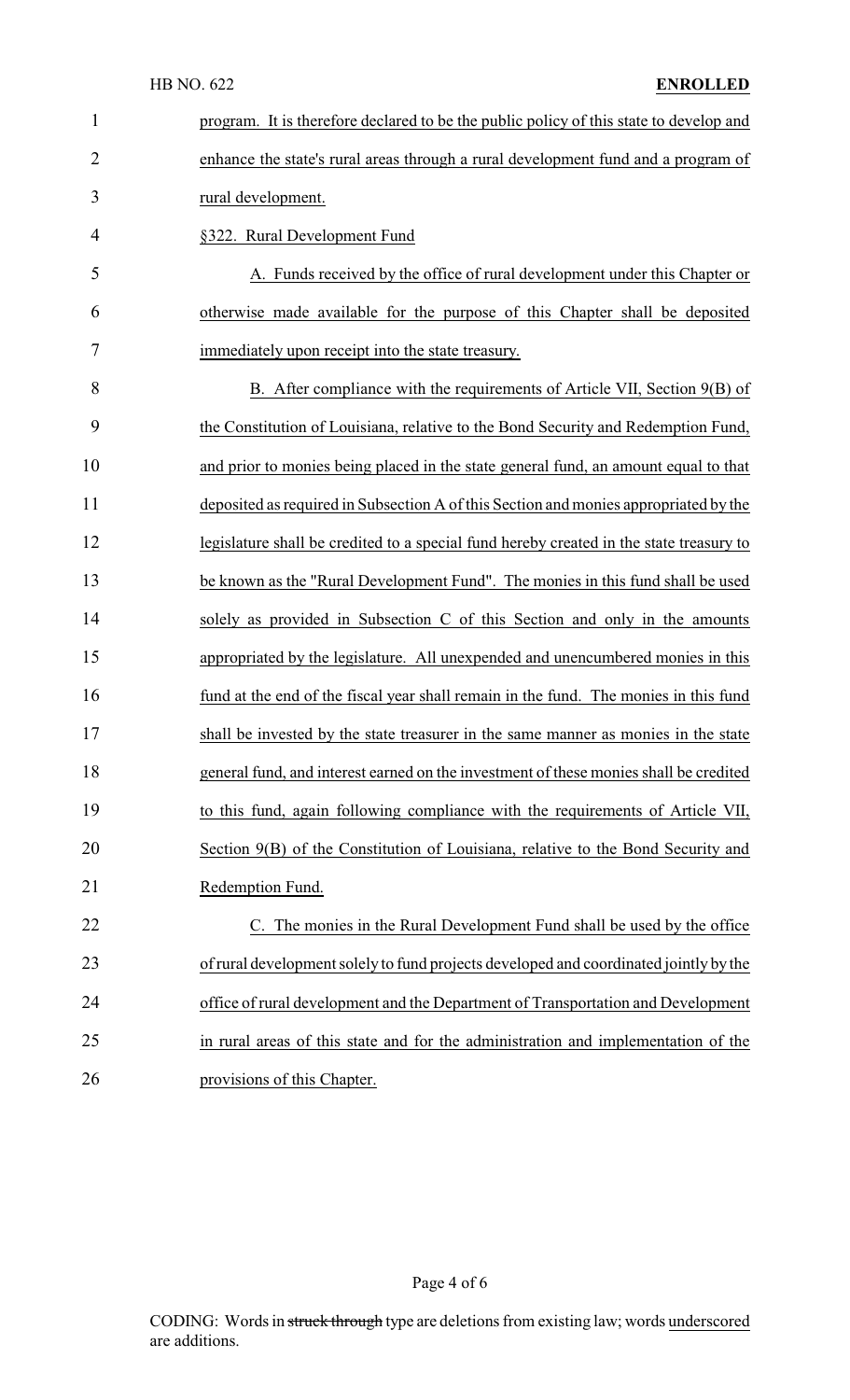program. It is therefore declared to be the public policy of this state to develop and enhance the state's rural areas through a rural development fund and a program of rural development.

§322. Rural Development Fund

A. Funds received by the office of rural development under this Chapter or otherwise made available for the purpose of this Chapter shall be deposited immediately upon receipt into the state treasury.

B. After compliance with the requirements of Article VII, Section 9(B) of the Constitution of Louisiana, relative to the Bond Security and Redemption Fund, and prior to monies being placed in the state general fund, an amount equal to that deposited as required in Subsection A of this Section and monies appropriated by the legislature shall be credited to a special fund hereby created in the state treasury to be known as the "Rural Development Fund". The monies in this fund shall be used solely as provided in Subsection C of this Section and only in the amounts appropriated by the legislature. All unexpended and unencumbered monies in this fund at the end of the fiscal year shall remain in the fund. The monies in this fund shall be invested by the state treasurer in the same manner as monies in the state general fund, and interest earned on the investment of these monies shall be credited to this fund, again following compliance with the requirements of Article VII, Section 9(B) of the Constitution of Louisiana, relative to the Bond Security and Redemption Fund.

C. The monies in the Rural Development Fund shall be used by the office of rural development solely to fund projects developed and coordinated jointly by the office of rural development and the Department of Transportation and Development in rural areas of this state and for the administration and implementation of the provisions of this Chapter.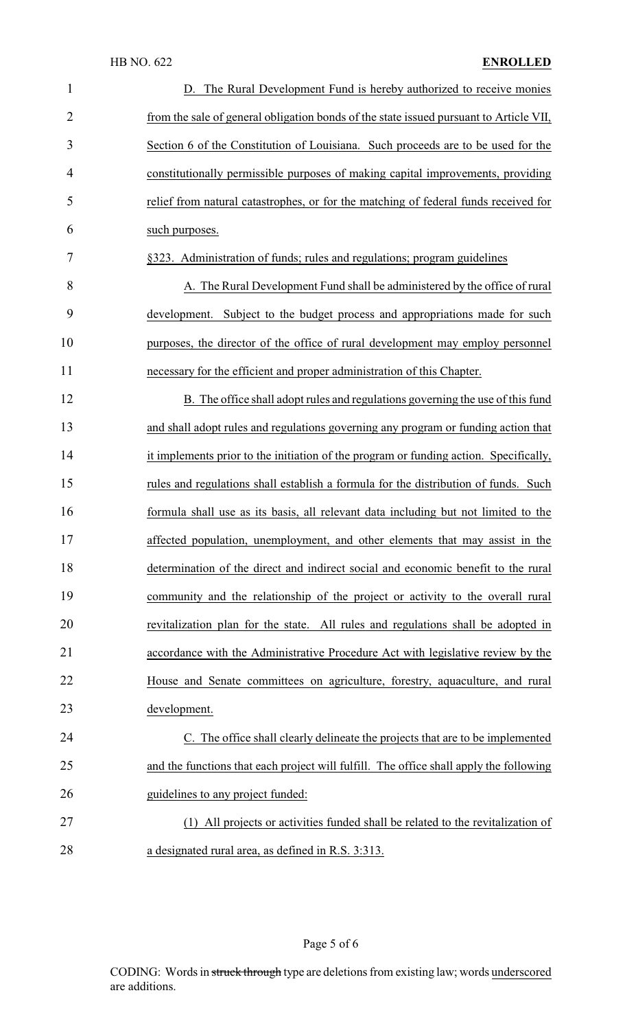D. The Rural Development Fund is hereby authorized to receive monies from the sale of general obligation bonds of the state issued pursuant to Article VII, Section 6 of the Constitution of Louisiana. Such proceeds are to be used for the constitutionally permissible purposes of making capital improvements, providing relief from natural catastrophes, or for the matching of federal funds received for such purposes.

§323. Administration of funds; rules and regulations; program guidelines

A. The Rural Development Fund shall be administered by the office of rural development. Subject to the budget process and appropriations made for such purposes, the director of the office of rural development may employ personnel necessary for the efficient and proper administration of this Chapter.

B. The office shall adopt rules and regulations governing the use of this fund and shall adopt rules and regulations governing any program or funding action that it implements prior to the initiation of the program or funding action. Specifically, rules and regulations shall establish a formula for the distribution of funds. Such formula shall use as its basis, all relevant data including but not limited to the affected population, unemployment, and other elements that may assist in the determination of the direct and indirect social and economic benefit to the rural community and the relationship of the project or activity to the overall rural revitalization plan for the state. All rules and regulations shall be adopted in accordance with the Administrative Procedure Act with legislative review by the House and Senate committees on agriculture, forestry, aquaculture, and rural development.

C. The office shall clearly delineate the projects that are to be implemented and the functions that each project will fulfill. The office shall apply the following guidelines to any project funded:

(1) All projects or activities funded shall be related to the revitalization of a designated rural area, as defined in R.S. 3:313.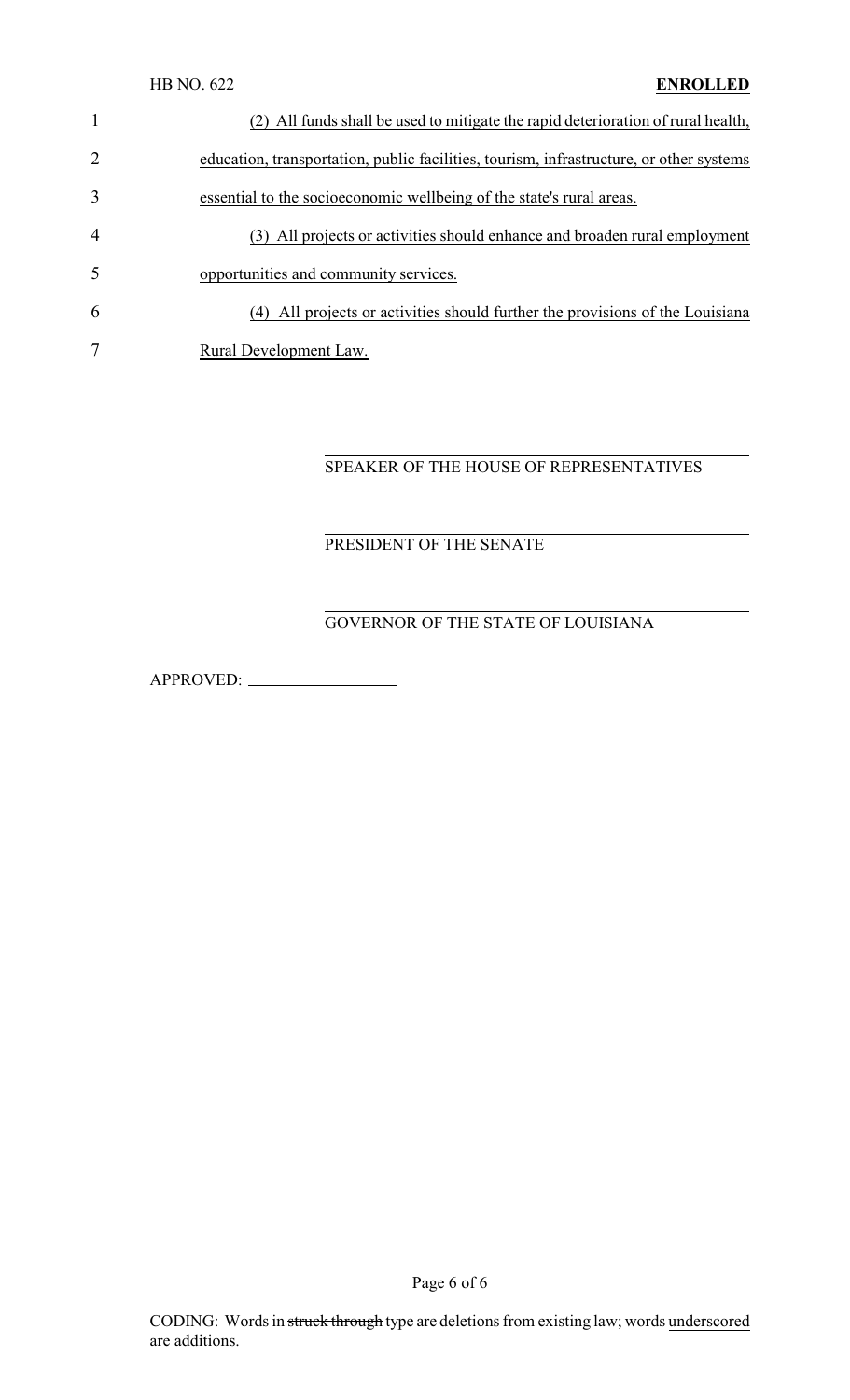(2) All funds shall be used to mitigate the rapid deterioration of rural health, education, transportation, public facilities, tourism, infrastructure, or other systems essential to the socioeconomic wellbeing of the state's rural areas.

(3) All projects or activities should enhance and broaden rural employment opportunities and community services.

(4) All projects or activities should further the provisions of the Louisiana Rural Development Law.

SPEAKER OF THE HOUSE OF REPRESENTATIVES

PRESIDENT OF THE SENATE

GOVERNOR OF THE STATE OF LOUISIANA

APPROVED: \_\_\_\_\_\_\_\_\_\_\_\_\_\_\_\_\_\_

CODING: Words in ~~struck through~~ type are deletions from existing law; words underscored are additions.